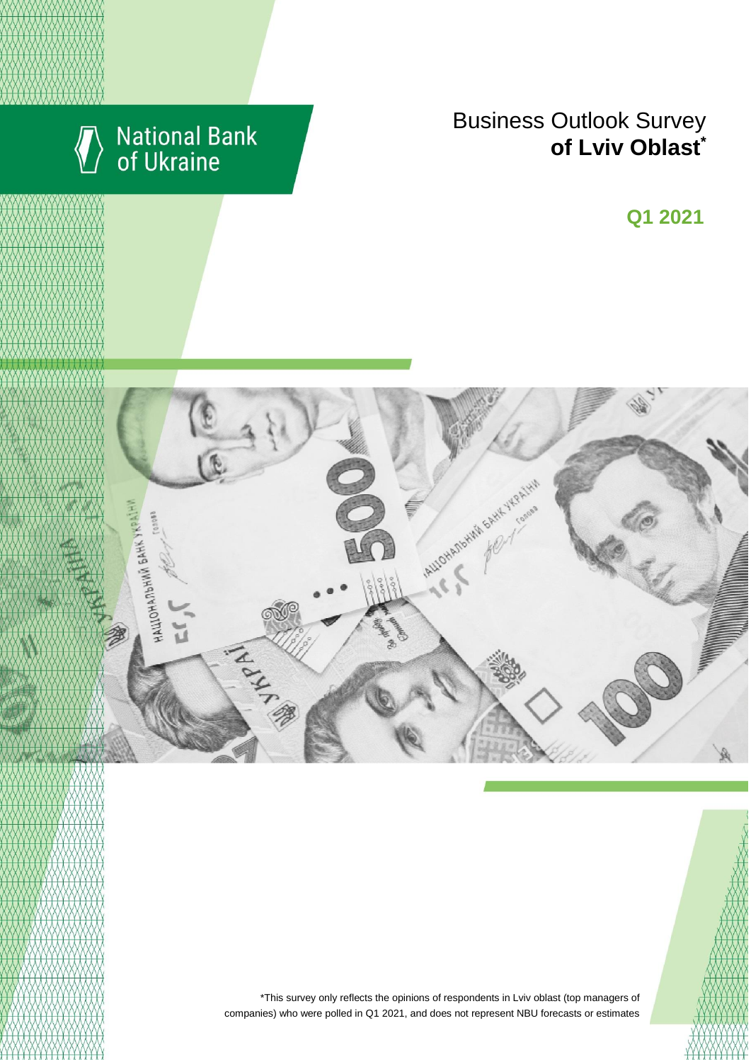National Bank of Ukraine

# Business Outlook Survey **of Lviv Oblast***

## Q1 2021

*This survey only reflects the opinions of respondents in Lviv oblast (top managers of companies) who were polled in Q1 2021, and does not represent NBU forecasts or estimates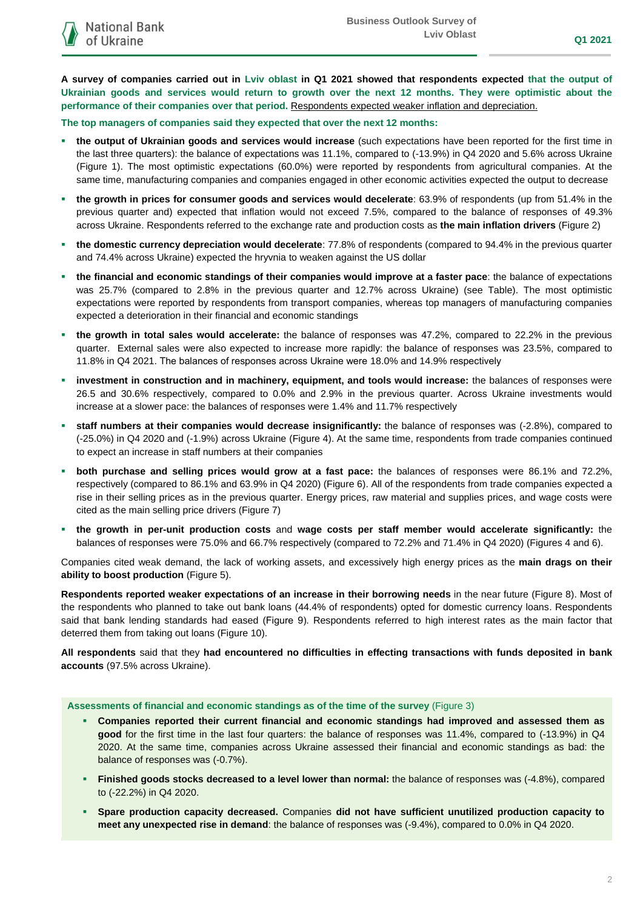**A survey of companies carried out in Lviv oblast in Q1 2021 showed that respondents expected that the output of Ukrainian goods and services would return to growth over the next 12 months. They were optimistic about the performance of their companies over that period.** Respondents expected weaker inflation and depreciation.

**The top managers of companies said they expected that over the next 12 months:**

- **the output of Ukrainian goods and services would increase** (such expectations have been reported for the first time in the last three quarters): the balance of expectations was 11.1%, compared to (-13.9%) in Q4 2020 and 5.6% across Ukraine (Figure 1). The most optimistic expectations (60.0%) were reported by respondents from agricultural companies. At the same time, manufacturing companies and companies engaged in other economic activities expected the output to decrease
- **the growth in prices for consumer goods and services would decelerate**: 63.9% of respondents (up from 51.4% in the previous quarter and) expected that inflation would not exceed 7.5%, compared to the balance of responses of 49.3% across Ukraine. Respondents referred to the exchange rate and production costs as **the main inflation drivers** (Figure 2)
- **the domestic currency depreciation would decelerate**: 77.8% of respondents (compared to 94.4% in the previous quarter and 74.4% across Ukraine) expected the hryvnia to weaken against the US dollar
- **the financial and economic standings of their companies would improve at a faster pace**: the balance of expectations was 25.7% (compared to 2.8% in the previous quarter and 12.7% across Ukraine) (see Table). The most optimistic expectations were reported by respondents from transport companies, whereas top managers of manufacturing companies expected a deterioration in their financial and economic standings
- **the growth in total sales would accelerate:** the balance of responses was 47.2%, compared to 22.2% in the previous quarter. External sales were also expected to increase more rapidly: the balance of responses was 23.5%, compared to 11.8% in Q4 2021. The balances of responses across Ukraine were 18.0% and 14.9% respectively
- **investment in construction and in machinery, equipment, and tools would increase:** the balances of responses were 26.5 and 30.6% respectively, compared to 0.0% and 2.9% in the previous quarter. Across Ukraine investments would increase at a slower pace: the balances of responses were 1.4% and 11.7% respectively
- **staff numbers at their companies would decrease insignificantly:** the balance of responses was (-2.8%), compared to (-25.0%) in Q4 2020 and (-1.9%) across Ukraine (Figure 4). At the same time, respondents from trade companies continued to expect an increase in staff numbers at their companies
- **both purchase and selling prices would grow at a fast pace:** the balances of responses were 86.1% and 72.2%, respectively (compared to 86.1% and 63.9% in Q4 2020) (Figure 6). All of the respondents from trade companies expected a rise in their selling prices as in the previous quarter. Energy prices, raw material and supplies prices, and wage costs were cited as the main selling price drivers (Figure 7)
- **the growth in per-unit production costs** and **wage costs per staff member would accelerate significantly:** the balances of responses were 75.0% and 66.7% respectively (compared to 72.2% and 71.4% in Q4 2020) (Figures 4 and 6).

Companies cited weak demand, the lack of working assets, and excessively high energy prices as the **main drags on their ability to boost production** (Figure 5).

**Respondents reported weaker expectations of an increase in their borrowing needs** in the near future (Figure 8). Most of the respondents who planned to take out bank loans (44.4% of respondents) opted for domestic currency loans. Respondents said that bank lending standards had eased (Figure 9). Respondents referred to high interest rates as the main factor that deterred them from taking out loans (Figure 10).

**All respondents** said that they **had encountered no difficulties in effecting transactions with funds deposited in bank accounts** (97.5% across Ukraine).

**Assessments of financial and economic standings as of the time of the survey** (Figure 3)

- **Companies reported their current financial and economic standings had improved and assessed them as good** for the first time in the last four quarters: the balance of responses was 11.4%, compared to (-13.9%) in Q4 2020. At the same time, companies across Ukraine assessed their financial and economic standings as bad: the balance of responses was (-0.7%).
- **Finished goods stocks decreased to a level lower than normal:** the balance of responses was (-4.8%), compared to (-22.2%) in Q4 2020.
- **Spare production capacity decreased.** Companies **did not have sufficient unutilized production capacity to meet any unexpected rise in demand**: the balance of responses was (-9.4%), compared to 0.0% in Q4 2020.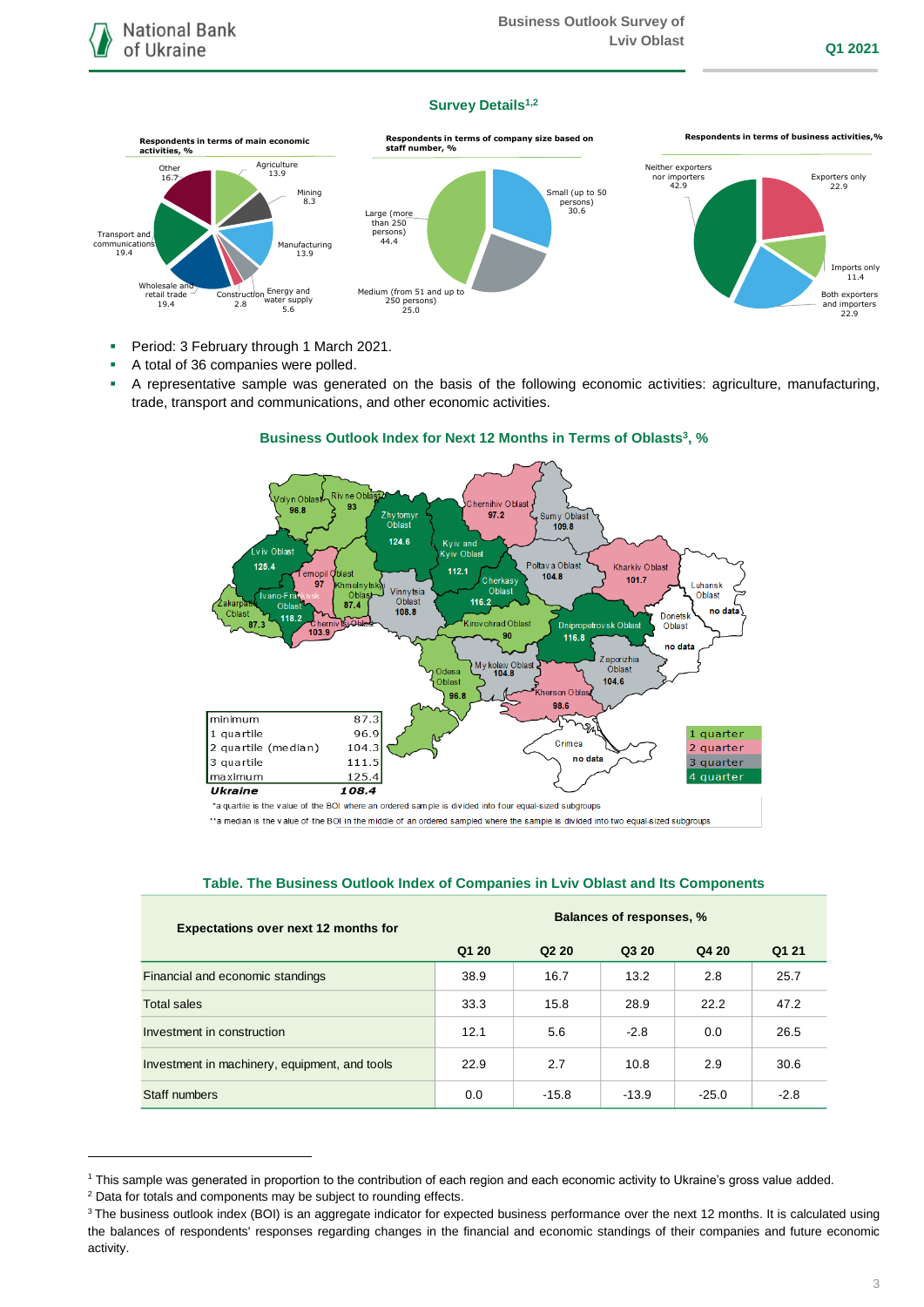## Survey Details[1,2]

**Respondents in terms of main economic activities, %**

**Respondents in terms of company size based on staff number, %**

**Respondents in terms of business activities,%**

- Period: 3 February through 1 March 2021.
- A total of 36 companies were polled.
- A representative sample was generated on the basis of the following economic activities: agriculture, manufacturing, trade, transport and communications, and other economic activities.

**Business Outlook Index for Next 12 Months in Terms of Oblasts[3], %**

**Table. The Business Outlook Index of Companies in Lviv Oblast and Its Components**

| Expectations over next 12 months for | Balances of responses, % | | | | |
|---|---|---|---|---|---|
| | Q1 20 | Q2 20 | Q3 20 | Q4 20 | Q1 21 |
| Financial and economic standings | 38.9 | 16.7 | 13.2 | 2.8 | 25.7 |
| Total sales | 33.3 | 15.8 | 28.9 | 22.2 | 47.2 |
| Investment in construction | 12.1 | 5.6 | -2.8 | 0.0 | 26.5 |
| Investment in machinery, equipment, and tools | 22.9 | 2.7 | 10.8 | 2.9 | 30.6 |
| Staff numbers | 0.0 | -15.8 | -13.9 | -25.0 | -2.8 |

---

[1] This sample was generated in proportion to the contribution of each region and each economic activity to Ukraine's gross value added.
[2] Data for totals and components may be subject to rounding effects.
[3] The business outlook index (BOI) is an aggregate indicator for expected business performance over the next 12 months. It is calculated using the balances of respondents' responses regarding changes in the financial and economic standings of their companies and future economic activity.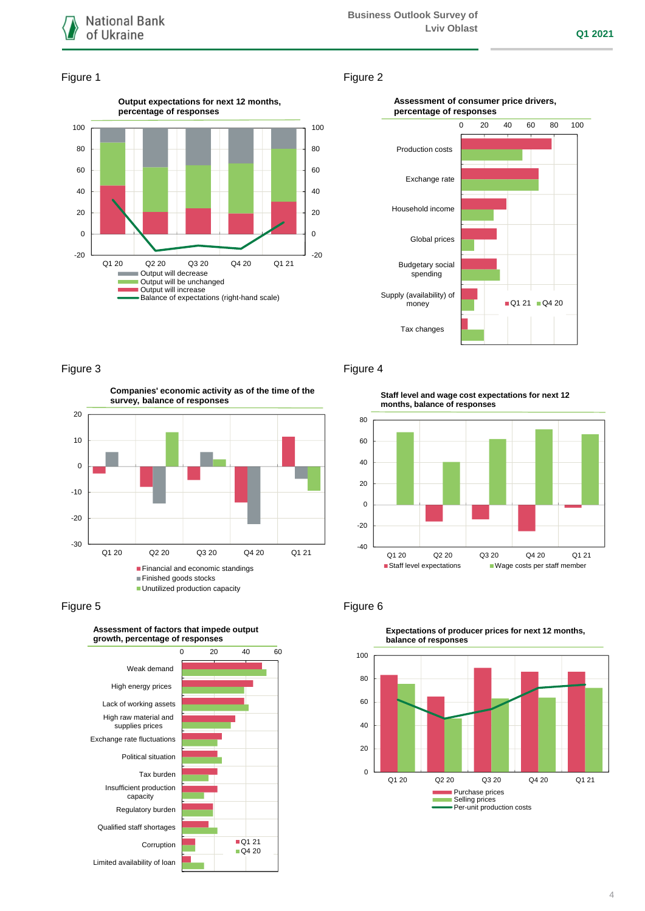Figure 1

**Output expectations for next 12 months, percentage of responses**

- Output will decrease
- Output will be unchanged
- Output will increase
- Balance of expectations (right-hand scale)

Figure 2

**Assessment of consumer price drivers, percentage of responses**

Production costs, Exchange rate, Household income, Global prices, Budgetary social spending, Supply (availability) of money, Tax changes

Q1 21, Q4 20

Figure 3

**Companies' economic activity as of the time of the survey, balance of responses**

- Financial and economic standings
- Finished goods stocks
- Unutilized production capacity

Figure 4

**Staff level and wage cost expectations for next 12 months, balance of responses**

- Staff level expectations
- Wage costs per staff member

Figure 5

**Assessment of factors that impede output growth, percentage of responses**

Weak demand, High energy prices, Lack of working assets, High raw material and supplies prices, Exchange rate fluctuations, Political situation, Tax burden, Insufficient production capacity, Regulatory burden, Qualified staff shortages, Corruption, Limited availability of loan

Q1 21, Q4 20

Figure 6

**Expectations of producer prices for next 12 months, balance of responses**

- Purchase prices
- Selling prices
- Per-unit production costs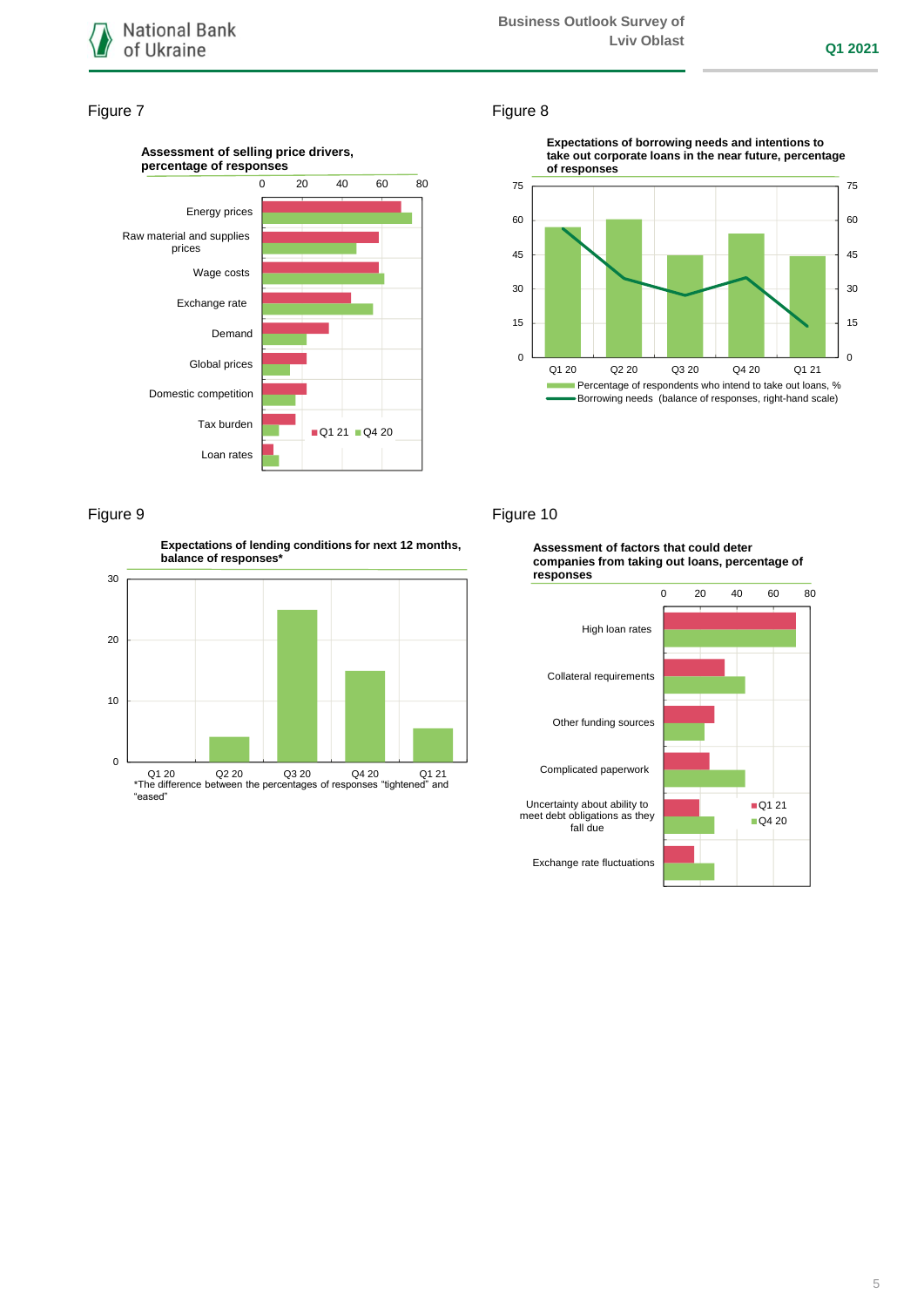Figure 7

**Assessment of selling price drivers, percentage of responses**

0 20 40 60 80

Energy prices

Raw material and supplies prices

Wage costs

Exchange rate

Demand

Global prices

Domestic competition

Tax burden

Loan rates

Q1 21 Q4 20

Figure 8

**Expectations of borrowing needs and intentions to take out corporate loans in the near future, percentage of responses**

75 60 45 30 15 0

Q1 20 Q2 20 Q3 20 Q4 20 Q1 21

Percentage of respondents who intend to take out loans, %

Borrowing needs (balance of responses, right-hand scale)

Figure 9

**Expectations of lending conditions for next 12 months, balance of responses***

30 20 10 0

Q1 20 Q2 20 Q3 20 Q4 20 Q1 21

*The difference between the percentages of responses “tightened” and “eased”

Figure 10

**Assessment of factors that could deter companies from taking out loans, percentage of responses**

0 20 40 60 80

High loan rates

Collateral requirements

Other funding sources

Complicated paperwork

Uncertainty about ability to meet debt obligations as they fall due

Exchange rate fluctuations

Q1 21 Q4 20